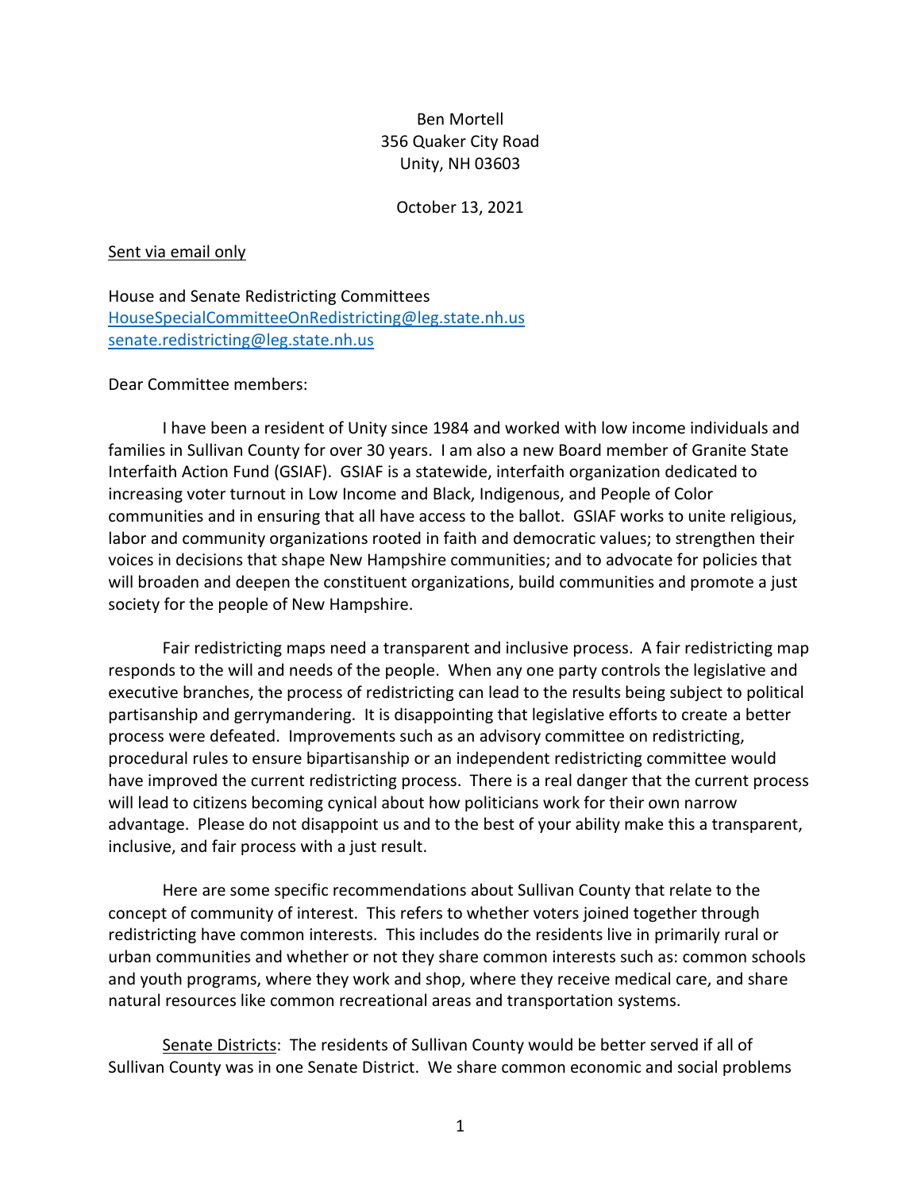Ben Mortell
356 Quaker City Road
Unity, NH 03603

October 13, 2021

<u>Sent via email only</u>

House and Senate Redistricting Committees
HouseSpecialCommitteeOnRedistricting@leg.state.nh.us
senate.redistricting@leg.state.nh.us

Dear Committee members:

I have been a resident of Unity since 1984 and worked with low income individuals and families in Sullivan County for over 30 years. I am also a new Board member of Granite State Interfaith Action Fund (GSIAF). GSIAF is a statewide, interfaith organization dedicated to increasing voter turnout in Low Income and Black, Indigenous, and People of Color communities and in ensuring that all have access to the ballot. GSIAF works to unite religious, labor and community organizations rooted in faith and democratic values; to strengthen their voices in decisions that shape New Hampshire communities; and to advocate for policies that will broaden and deepen the constituent organizations, build communities and promote a just society for the people of New Hampshire.

Fair redistricting maps need a transparent and inclusive process. A fair redistricting map responds to the will and needs of the people. When any one party controls the legislative and executive branches, the process of redistricting can lead to the results being subject to political partisanship and gerrymandering. It is disappointing that legislative efforts to create a better process were defeated. Improvements such as an advisory committee on redistricting, procedural rules to ensure bipartisanship or an independent redistricting committee would have improved the current redistricting process. There is a real danger that the current process will lead to citizens becoming cynical about how politicians work for their own narrow advantage. Please do not disappoint us and to the best of your ability make this a transparent, inclusive, and fair process with a just result.

Here are some specific recommendations about Sullivan County that relate to the concept of community of interest. This refers to whether voters joined together through redistricting have common interests. This includes do the residents live in primarily rural or urban communities and whether or not they share common interests such as: common schools and youth programs, where they work and shop, where they receive medical care, and share natural resources like common recreational areas and transportation systems.

<u>Senate Districts</u>: The residents of Sullivan County would be better served if all of Sullivan County was in one Senate District. We share common economic and social problems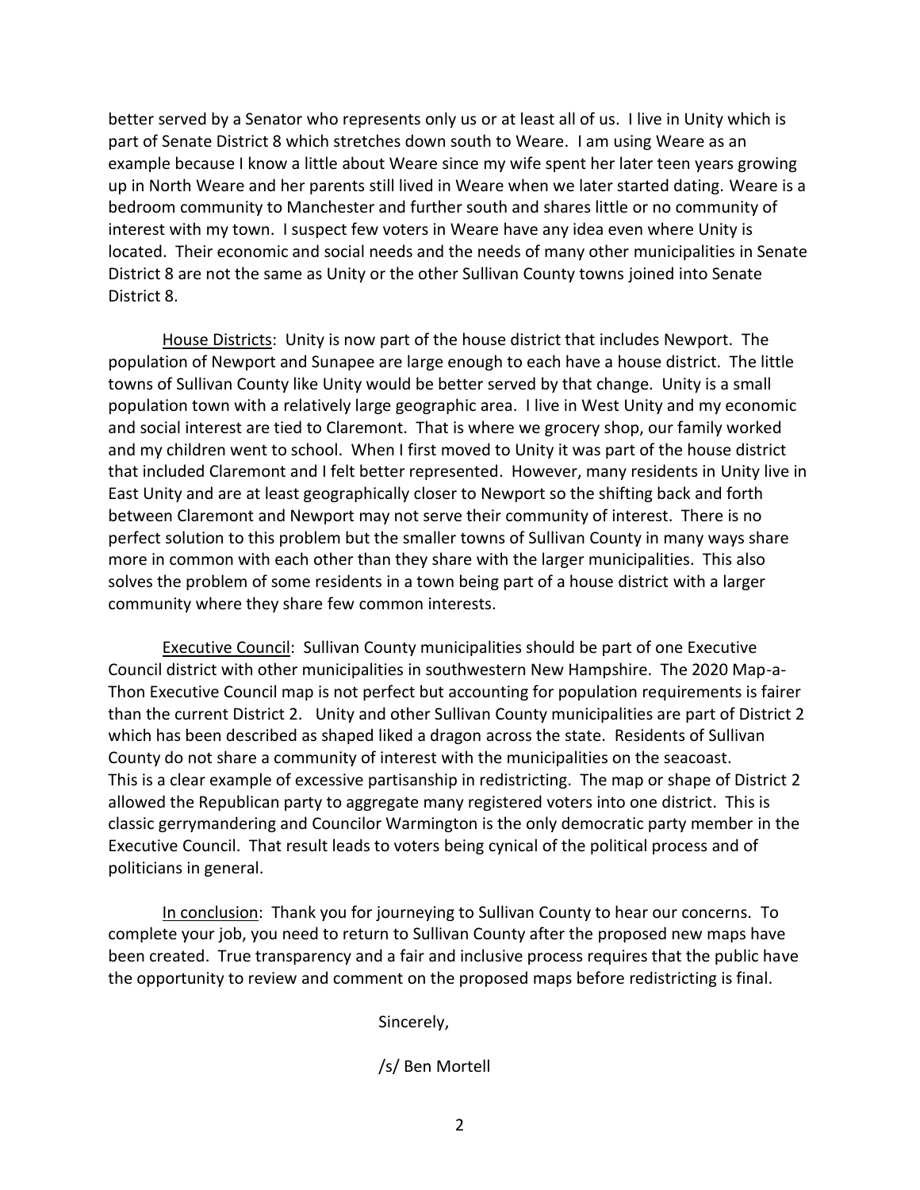better served by a Senator who represents only us or at least all of us. I live in Unity which is part of Senate District 8 which stretches down south to Weare. I am using Weare as an example because I know a little about Weare since my wife spent her later teen years growing up in North Weare and her parents still lived in Weare when we later started dating. Weare is a bedroom community to Manchester and further south and shares little or no community of interest with my town. I suspect few voters in Weare have any idea even where Unity is located. Their economic and social needs and the needs of many other municipalities in Senate District 8 are not the same as Unity or the other Sullivan County towns joined into Senate District 8.

<u>House Districts</u>: Unity is now part of the house district that includes Newport. The population of Newport and Sunapee are large enough to each have a house district. The little towns of Sullivan County like Unity would be better served by that change. Unity is a small population town with a relatively large geographic area. I live in West Unity and my economic and social interest are tied to Claremont. That is where we grocery shop, our family worked and my children went to school. When I first moved to Unity it was part of the house district that included Claremont and I felt better represented. However, many residents in Unity live in East Unity and are at least geographically closer to Newport so the shifting back and forth between Claremont and Newport may not serve their community of interest. There is no perfect solution to this problem but the smaller towns of Sullivan County in many ways share more in common with each other than they share with the larger municipalities. This also solves the problem of some residents in a town being part of a house district with a larger community where they share few common interests.

<u>Executive Council</u>: Sullivan County municipalities should be part of one Executive Council district with other municipalities in southwestern New Hampshire. The 2020 Map-a-Thon Executive Council map is not perfect but accounting for population requirements is fairer than the current District 2. Unity and other Sullivan County municipalities are part of District 2 which has been described as shaped liked a dragon across the state. Residents of Sullivan County do not share a community of interest with the municipalities on the seacoast. This is a clear example of excessive partisanship in redistricting. The map or shape of District 2 allowed the Republican party to aggregate many registered voters into one district. This is classic gerrymandering and Councilor Warmington is the only democratic party member in the Executive Council. That result leads to voters being cynical of the political process and of politicians in general.

<u>In conclusion</u>: Thank you for journeying to Sullivan County to hear our concerns. To complete your job, you need to return to Sullivan County after the proposed new maps have been created. True transparency and a fair and inclusive process requires that the public have the opportunity to review and comment on the proposed maps before redistricting is final.

Sincerely,

/s/ Ben Mortell